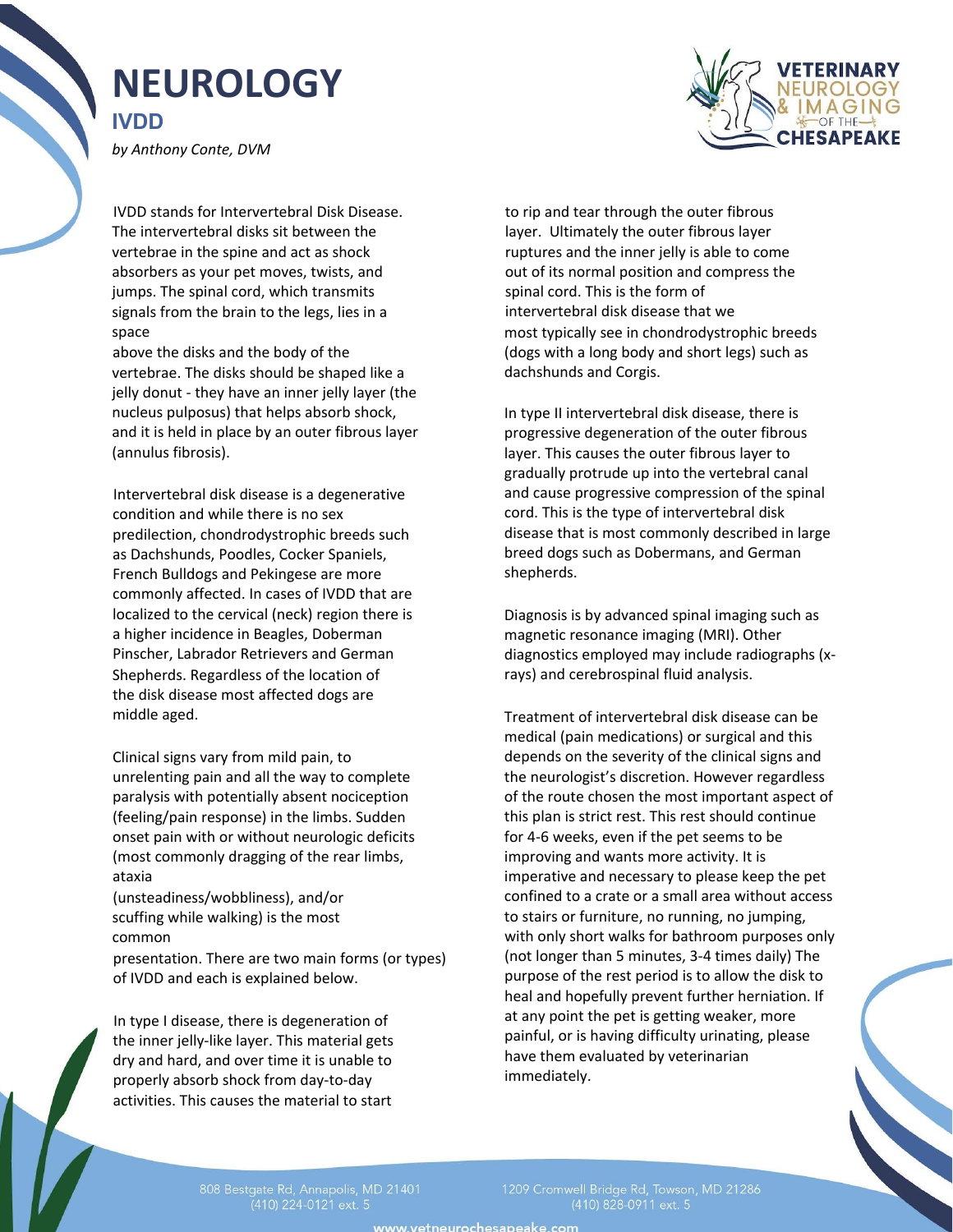# NEUROLOGY

## IVDD

*by Anthony Conte, DVM*

IVDD stands for Intervertebral Disk Disease. The intervertebral disks sit between the vertebrae in the spine and act as shock absorbers as your pet moves, twists, and jumps. The spinal cord, which transmits signals from the brain to the legs, lies in a space above the disks and the body of the vertebrae. The disks should be shaped like a jelly donut - they have an inner jelly layer (the nucleus pulposus) that helps absorb shock, and it is held in place by an outer fibrous layer (annulus fibrosis).

Intervertebral disk disease is a degenerative condition and while there is no sex predilection, chondrodystrophic breeds such as Dachshunds, Poodles, Cocker Spaniels, French Bulldogs and Pekingese are more commonly affected. In cases of IVDD that are localized to the cervical (neck) region there is a higher incidence in Beagles, Doberman Pinscher, Labrador Retrievers and German Shepherds. Regardless of the location of the disk disease most affected dogs are middle aged.

Clinical signs vary from mild pain, to unrelenting pain and all the way to complete paralysis with potentially absent nociception (feeling/pain response) in the limbs. Sudden onset pain with or without neurologic deficits (most commonly dragging of the rear limbs, ataxia (unsteadiness/wobbliness), and/or scuffing while walking) is the most common presentation. There are two main forms (or types) of IVDD and each is explained below.

In type I disease, there is degeneration of the inner jelly-like layer. This material gets dry and hard, and over time it is unable to properly absorb shock from day-to-day activities. This causes the material to start to rip and tear through the outer fibrous layer. Ultimately the outer fibrous layer ruptures and the inner jelly is able to come out of its normal position and compress the spinal cord. This is the form of intervertebral disk disease that we most typically see in chondrodystrophic breeds (dogs with a long body and short legs) such as dachshunds and Corgis.

In type II intervertebral disk disease, there is progressive degeneration of the outer fibrous layer. This causes the outer fibrous layer to gradually protrude up into the vertebral canal and cause progressive compression of the spinal cord. This is the type of intervertebral disk disease that is most commonly described in large breed dogs such as Dobermans, and German shepherds.

Diagnosis is by advanced spinal imaging such as magnetic resonance imaging (MRI). Other diagnostics employed may include radiographs (x-rays) and cerebrospinal fluid analysis.

Treatment of intervertebral disk disease can be medical (pain medications) or surgical and this depends on the severity of the clinical signs and the neurologist's discretion. However regardless of the route chosen the most important aspect of this plan is strict rest. This rest should continue for 4-6 weeks, even if the pet seems to be improving and wants more activity. It is imperative and necessary to please keep the pet confined to a crate or a small area without access to stairs or furniture, no running, no jumping, with only short walks for bathroom purposes only (not longer than 5 minutes, 3-4 times daily) The purpose of the rest period is to allow the disk to heal and hopefully prevent further herniation. If at any point the pet is getting weaker, more painful, or is having difficulty urinating, please have them evaluated by veterinarian immediately.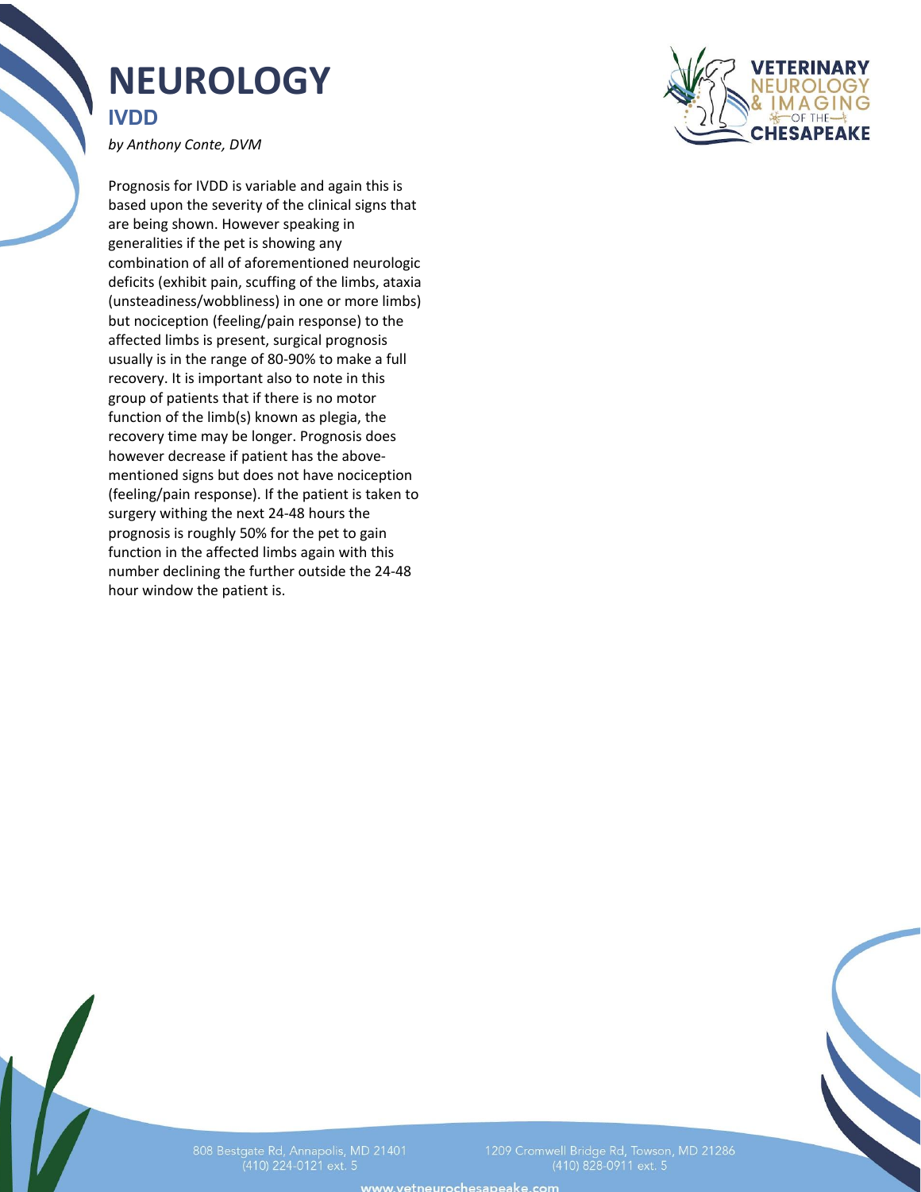# NEUROLOGY

## IVDD

*by Anthony Conte, DVM*

Prognosis for IVDD is variable and again this is based upon the severity of the clinical signs that are being shown. However speaking in generalities if the pet is showing any combination of all of aforementioned neurologic deficits (exhibit pain, scuffing of the limbs, ataxia (unsteadiness/wobbliness) in one or more limbs) but nociception (feeling/pain response) to the affected limbs is present, surgical prognosis usually is in the range of 80-90% to make a full recovery. It is important also to note in this group of patients that if there is no motor function of the limb(s) known as plegia, the recovery time may be longer. Prognosis does however decrease if patient has the above-mentioned signs but does not have nociception (feeling/pain response). If the patient is taken to surgery withing the next 24-48 hours the prognosis is roughly 50% for the pet to gain function in the affected limbs again with this number declining the further outside the 24-48 hour window the patient is.